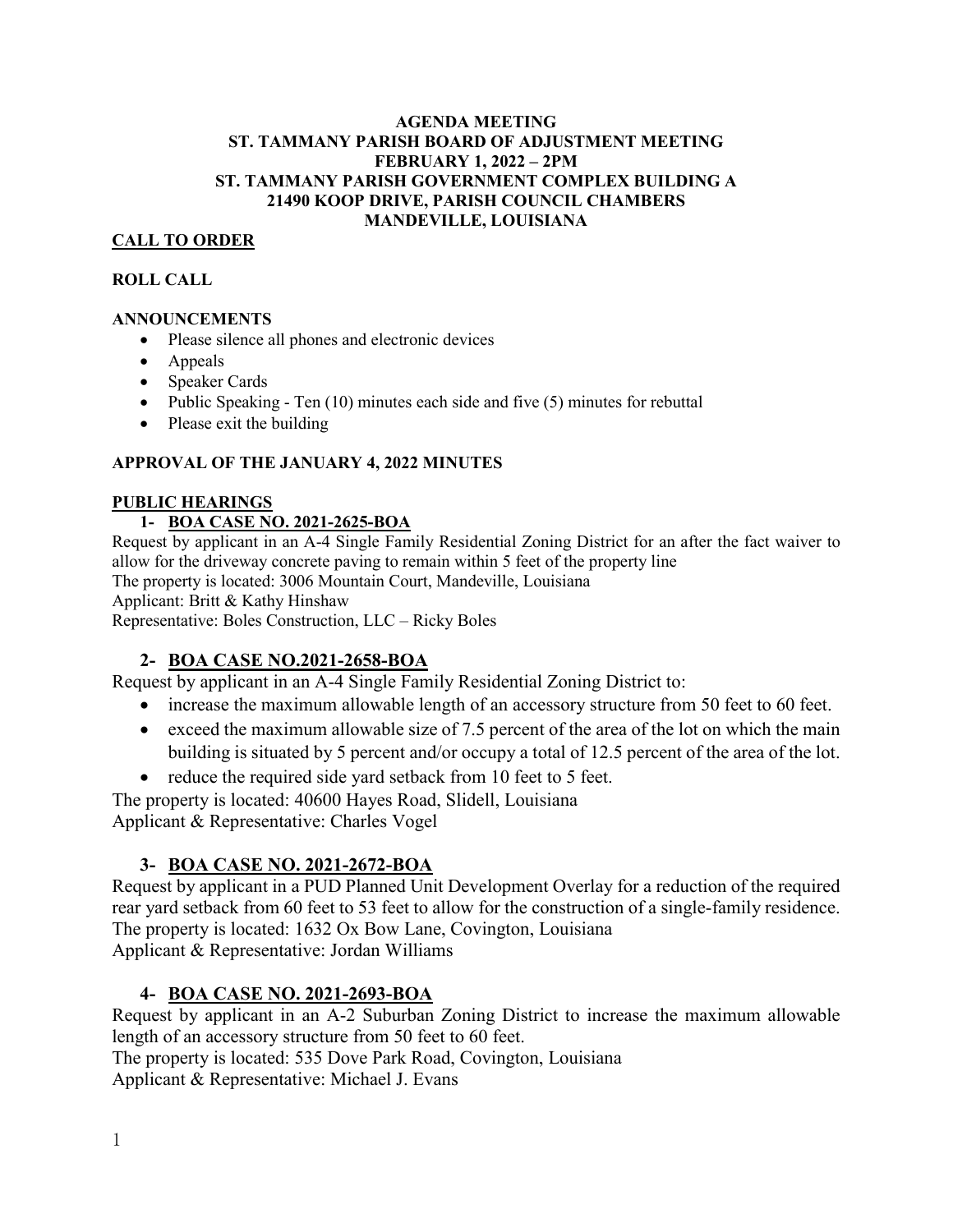# AGENDA MEETING
# ST. TAMMANY PARISH BOARD OF ADJUSTMENT MEETING
# FEBRUARY 1, 2022 – 2PM
# ST. TAMMANY PARISH GOVERNMENT COMPLEX BUILDING A
# 21490 KOOP DRIVE, PARISH COUNCIL CHAMBERS
# MANDEVILLE, LOUISIANA

## CALL TO ORDER

## ROLL CALL

## ANNOUNCEMENTS

- Please silence all phones and electronic devices
- Appeals
- Speaker Cards
- Public Speaking - Ten (10) minutes each side and five (5) minutes for rebuttal
- Please exit the building

## APPROVAL OF THE JANUARY 4, 2022 MINUTES

## PUBLIC HEARINGS

### 1- BOA CASE NO. 2021-2625-BOA

Request by applicant in an A-4 Single Family Residential Zoning District for an after the fact waiver to allow for the driveway concrete paving to remain within 5 feet of the property line
The property is located: 3006 Mountain Court, Mandeville, Louisiana
Applicant: Britt & Kathy Hinshaw
Representative: Boles Construction, LLC – Ricky Boles

### 2- BOA CASE NO.2021-2658-BOA

Request by applicant in an A-4 Single Family Residential Zoning District to:

- increase the maximum allowable length of an accessory structure from 50 feet to 60 feet.
- exceed the maximum allowable size of 7.5 percent of the area of the lot on which the main building is situated by 5 percent and/or occupy a total of 12.5 percent of the area of the lot.
- reduce the required side yard setback from 10 feet to 5 feet.

The property is located: 40600 Hayes Road, Slidell, Louisiana
Applicant & Representative: Charles Vogel

### 3- BOA CASE NO. 2021-2672-BOA

Request by applicant in a PUD Planned Unit Development Overlay for a reduction of the required rear yard setback from 60 feet to 53 feet to allow for the construction of a single-family residence.
The property is located: 1632 Ox Bow Lane, Covington, Louisiana
Applicant & Representative: Jordan Williams

### 4- BOA CASE NO. 2021-2693-BOA

Request by applicant in an A-2 Suburban Zoning District to increase the maximum allowable length of an accessory structure from 50 feet to 60 feet.
The property is located: 535 Dove Park Road, Covington, Louisiana
Applicant & Representative: Michael J. Evans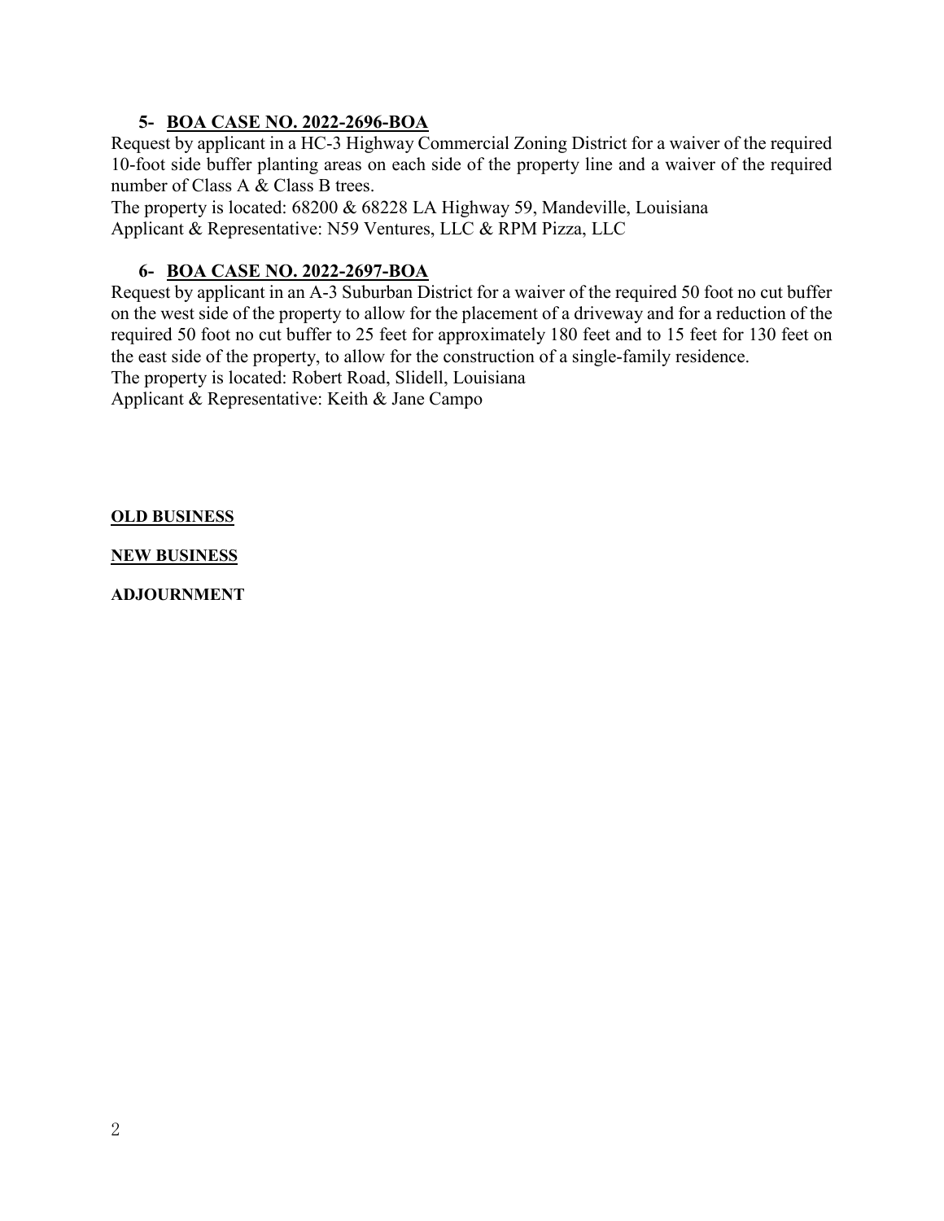**5- BOA CASE NO. 2022-2696-BOA**

Request by applicant in a HC-3 Highway Commercial Zoning District for a waiver of the required 10-foot side buffer planting areas on each side of the property line and a waiver of the required number of Class A & Class B trees.
The property is located: 68200 & 68228 LA Highway 59, Mandeville, Louisiana
Applicant & Representative: N59 Ventures, LLC & RPM Pizza, LLC

**6- BOA CASE NO. 2022-2697-BOA**

Request by applicant in an A-3 Suburban District for a waiver of the required 50 foot no cut buffer on the west side of the property to allow for the placement of a driveway and for a reduction of the required 50 foot no cut buffer to 25 feet for approximately 180 feet and to 15 feet for 130 feet on the east side of the property, to allow for the construction of a single-family residence.
The property is located: Robert Road, Slidell, Louisiana
Applicant & Representative: Keith & Jane Campo

**OLD BUSINESS**

**NEW BUSINESS**

**ADJOURNMENT**